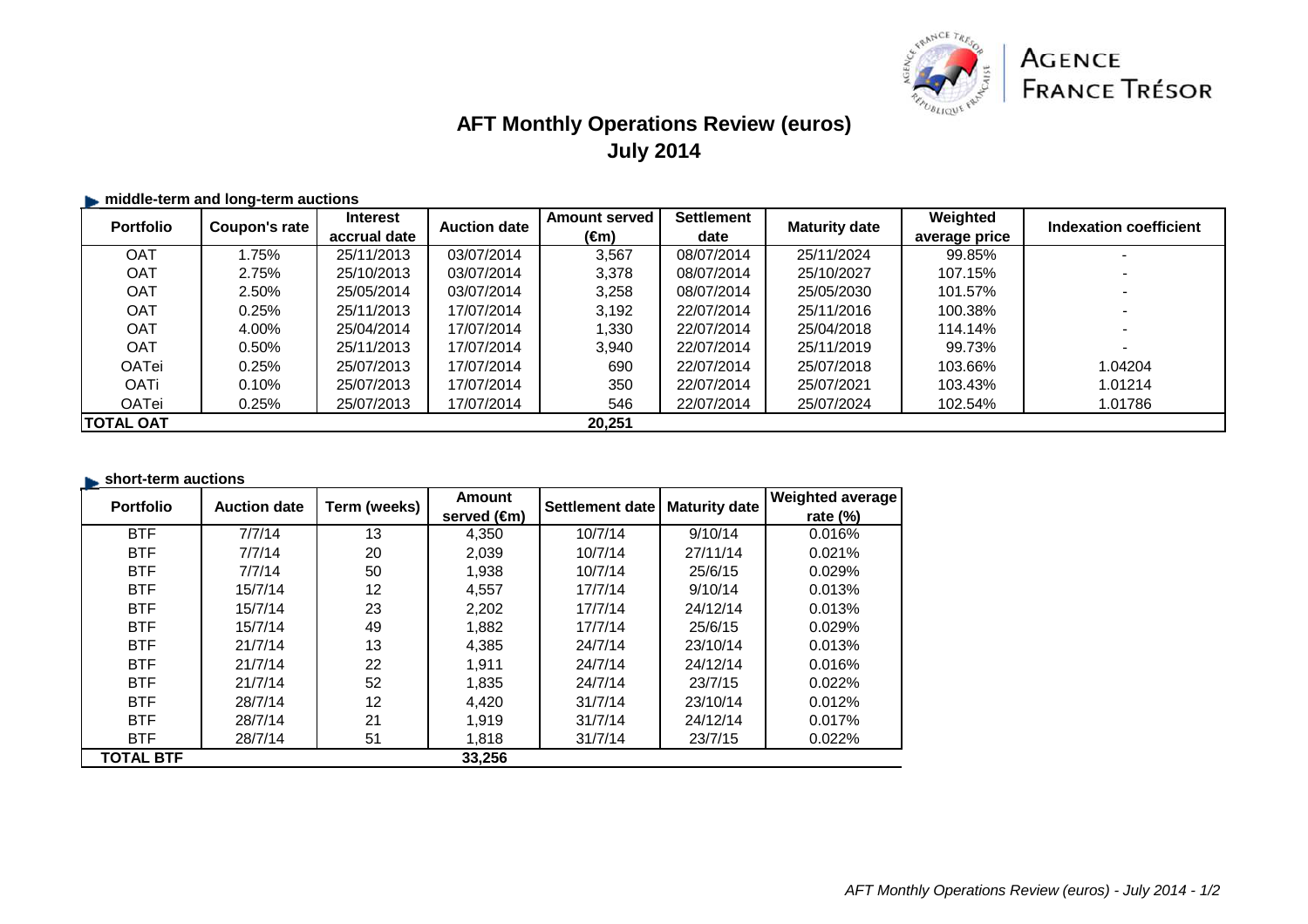AGENCE FRANCE TRÉSOR

# AFT Monthly Operations Review (euros)
## July 2014

### middle-term and long-term auctions

| Portfolio | Coupon's rate | Interest accrual date | Auction date | Amount served (€m) | Settlement date | Maturity date | Weighted average price | Indexation coefficient |
|---|---|---|---|---|---|---|---|---|
| OAT | 1.75% | 25/11/2013 | 03/07/2014 | 3,567 | 08/07/2014 | 25/11/2024 | 99.85% | - |
| OAT | 2.75% | 25/10/2013 | 03/07/2014 | 3,378 | 08/07/2014 | 25/10/2027 | 107.15% | - |
| OAT | 2.50% | 25/05/2014 | 03/07/2014 | 3,258 | 08/07/2014 | 25/05/2030 | 101.57% | - |
| OAT | 0.25% | 25/11/2013 | 17/07/2014 | 3,192 | 22/07/2014 | 25/11/2016 | 100.38% | - |
| OAT | 4.00% | 25/04/2014 | 17/07/2014 | 1,330 | 22/07/2014 | 25/04/2018 | 114.14% | - |
| OAT | 0.50% | 25/11/2013 | 17/07/2014 | 3,940 | 22/07/2014 | 25/11/2019 | 99.73% | - |
| OATei | 0.25% | 25/07/2013 | 17/07/2014 | 690 | 22/07/2014 | 25/07/2018 | 103.66% | 1.04204 |
| OATi | 0.10% | 25/07/2013 | 17/07/2014 | 350 | 22/07/2014 | 25/07/2021 | 103.43% | 1.01214 |
| OATei | 0.25% | 25/07/2013 | 17/07/2014 | 546 | 22/07/2014 | 25/07/2024 | 102.54% | 1.01786 |
| **TOTAL OAT** | | | | **20,251** | | | | |

### short-term auctions

| Portfolio | Auction date | Term (weeks) | Amount served (€m) | Settlement date | Maturity date | Weighted average rate (%) |
|---|---|---|---|---|---|---|
| BTF | 7/7/14 | 13 | 4,350 | 10/7/14 | 9/10/14 | 0.016% |
| BTF | 7/7/14 | 20 | 2,039 | 10/7/14 | 27/11/14 | 0.021% |
| BTF | 7/7/14 | 50 | 1,938 | 10/7/14 | 25/6/15 | 0.029% |
| BTF | 15/7/14 | 12 | 4,557 | 17/7/14 | 9/10/14 | 0.013% |
| BTF | 15/7/14 | 23 | 2,202 | 17/7/14 | 24/12/14 | 0.013% |
| BTF | 15/7/14 | 49 | 1,882 | 17/7/14 | 25/6/15 | 0.029% |
| BTF | 21/7/14 | 13 | 4,385 | 24/7/14 | 23/10/14 | 0.013% |
| BTF | 21/7/14 | 22 | 1,911 | 24/7/14 | 24/12/14 | 0.016% |
| BTF | 21/7/14 | 52 | 1,835 | 24/7/14 | 23/7/15 | 0.022% |
| BTF | 28/7/14 | 12 | 4,420 | 31/7/14 | 23/10/14 | 0.012% |
| BTF | 28/7/14 | 21 | 1,919 | 31/7/14 | 24/12/14 | 0.017% |
| BTF | 28/7/14 | 51 | 1,818 | 31/7/14 | 23/7/15 | 0.022% |
| **TOTAL BTF** | | | **33,256** | | | |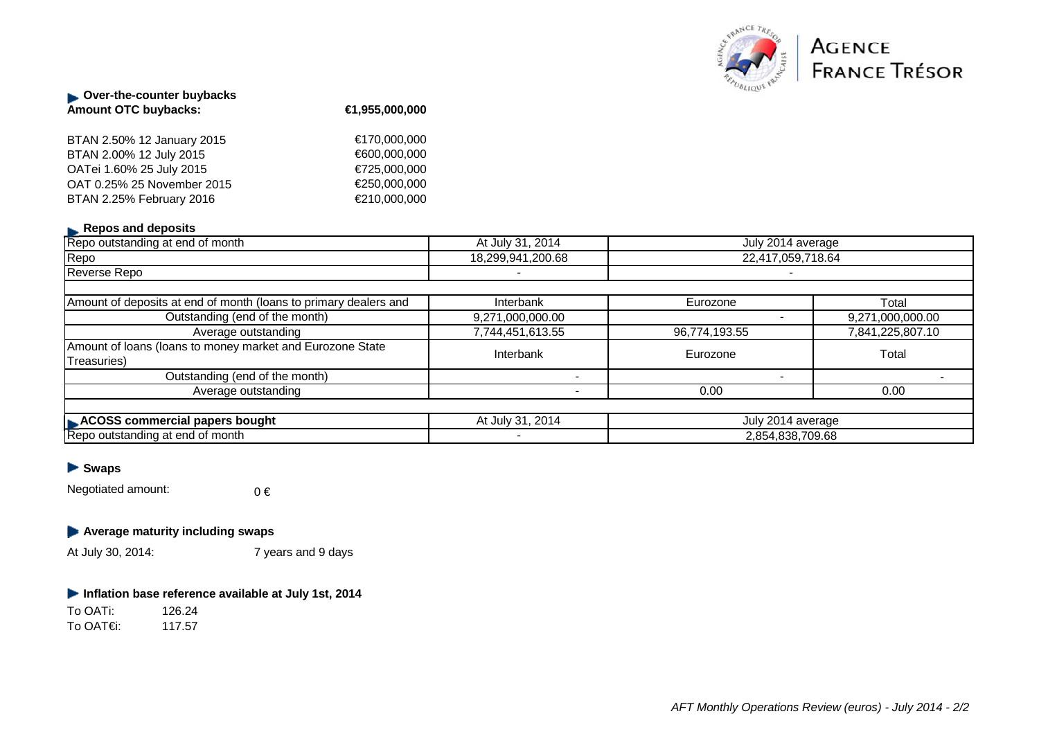### Over-the-counter buybacks

**Amount OTC buybacks:** **€1,955,000,000**

| | |
|---|---|
| BTAN 2.50% 12 January 2015 | €170,000,000 |
| BTAN 2.00% 12 July 2015 | €600,000,000 |
| OATei 1.60% 25 July 2015 | €725,000,000 |
| OAT 0.25% 25 November 2015 | €250,000,000 |
| BTAN 2.25% February 2016 | €210,000,000 |

### Repos and deposits

| Repo outstanding at end of month | At July 31, 2014 | July 2014 average | |
|---|---|---|---|
| Repo | 18,299,941,200.68 | 22,417,059,718.64 | |
| Reverse Repo | - | - | |
| | | | |
| Amount of deposits at end of month (loans to primary dealers and | Interbank | Eurozone | Total |
| Outstanding (end of the month) | 9,271,000,000.00 | - | 9,271,000,000.00 |
| Average outstanding | 7,744,451,613.55 | 96,774,193.55 | 7,841,225,807.10 |
| Amount of loans (loans to money market and Eurozone State Treasuries) | Interbank | Eurozone | Total |
| Outstanding (end of the month) | - | - | - |
| Average outstanding | - | 0.00 | 0.00 |
| | | | |
| **ACOSS commercial papers bought** | At July 31, 2014 | July 2014 average | |
| Repo outstanding at end of month | - | 2,854,838,709.68 | |

### Swaps

Negotiated amount: 0 €

### Average maturity including swaps

At July 30, 2014: 7 years and 9 days

### Inflation base reference available at July 1st, 2014

To OATi: 126.24

To OAT€i: 117.57